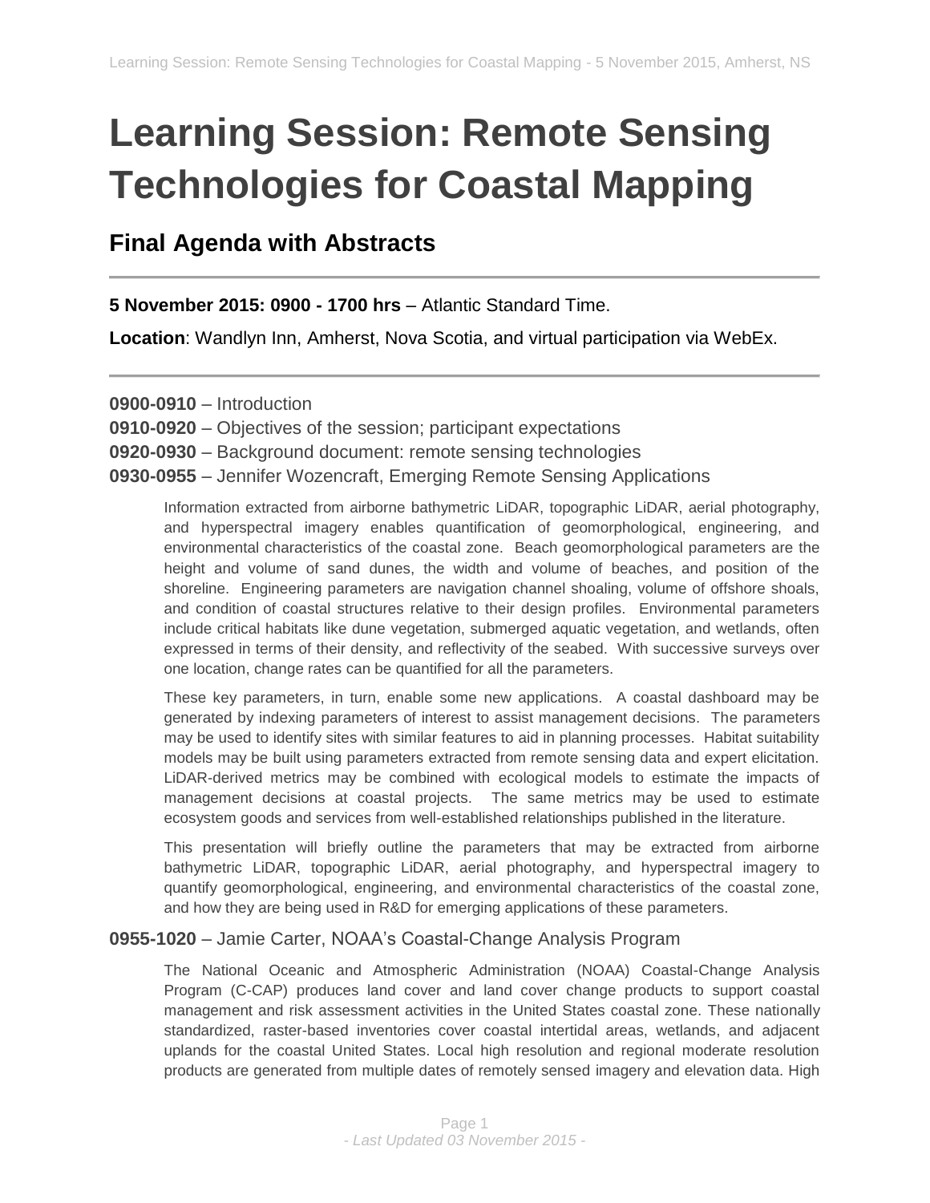# Learning Session: Remote Sensing Technologies for Coastal Mapping

## Final Agenda with Abstracts

---

**5 November 2015: 0900 - 1700 hrs** – Atlantic Standard Time.

**Location**: Wandlyn Inn, Amherst, Nova Scotia, and virtual participation via WebEx.

---

**0900-0910** – Introduction
**0910-0920** – Objectives of the session; participant expectations
**0920-0930** – Background document: remote sensing technologies
**0930-0955** – Jennifer Wozencraft, Emerging Remote Sensing Applications

> Information extracted from airborne bathymetric LiDAR, topographic LiDAR, aerial photography, and hyperspectral imagery enables quantification of geomorphological, engineering, and environmental characteristics of the coastal zone. Beach geomorphological parameters are the height and volume of sand dunes, the width and volume of beaches, and position of the shoreline. Engineering parameters are navigation channel shoaling, volume of offshore shoals, and condition of coastal structures relative to their design profiles. Environmental parameters include critical habitats like dune vegetation, submerged aquatic vegetation, and wetlands, often expressed in terms of their density, and reflectivity of the seabed. With successive surveys over one location, change rates can be quantified for all the parameters.
>
> These key parameters, in turn, enable some new applications. A coastal dashboard may be generated by indexing parameters of interest to assist management decisions. The parameters may be used to identify sites with similar features to aid in planning processes. Habitat suitability models may be built using parameters extracted from remote sensing data and expert elicitation. LiDAR-derived metrics may be combined with ecological models to estimate the impacts of management decisions at coastal projects. The same metrics may be used to estimate ecosystem goods and services from well-established relationships published in the literature.
>
> This presentation will briefly outline the parameters that may be extracted from airborne bathymetric LiDAR, topographic LiDAR, aerial photography, and hyperspectral imagery to quantify geomorphological, engineering, and environmental characteristics of the coastal zone, and how they are being used in R&D for emerging applications of these parameters.

**0955-1020** – Jamie Carter, NOAA's Coastal-Change Analysis Program

> The National Oceanic and Atmospheric Administration (NOAA) Coastal-Change Analysis Program (C-CAP) produces land cover and land cover change products to support coastal management and risk assessment activities in the United States coastal zone. These nationally standardized, raster-based inventories cover coastal intertidal areas, wetlands, and adjacent uplands for the coastal United States. Local high resolution and regional moderate resolution products are generated from multiple dates of remotely sensed imagery and elevation data. High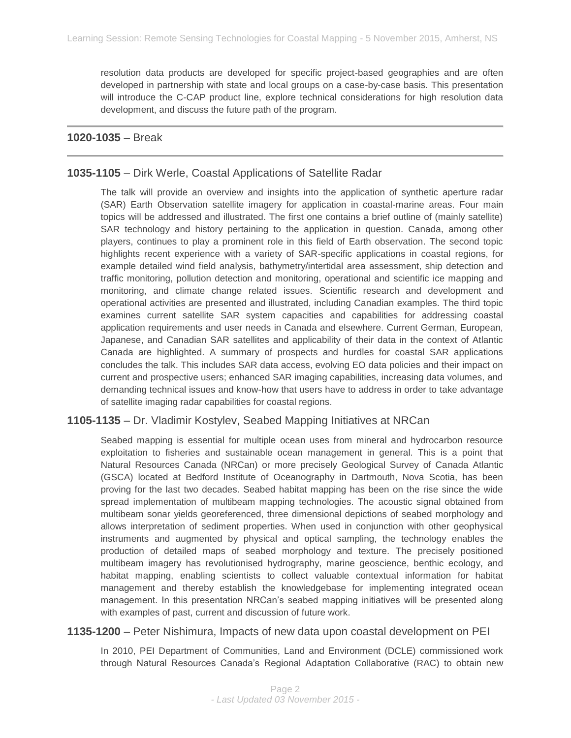resolution data products are developed for specific project-based geographies and are often developed in partnership with state and local groups on a case-by-case basis. This presentation will introduce the C-CAP product line, explore technical considerations for high resolution data development, and discuss the future path of the program.

---

## **1020-1035** – Break

---

## **1035-1105** – Dirk Werle, Coastal Applications of Satellite Radar

The talk will provide an overview and insights into the application of synthetic aperture radar (SAR) Earth Observation satellite imagery for application in coastal-marine areas. Four main topics will be addressed and illustrated. The first one contains a brief outline of (mainly satellite) SAR technology and history pertaining to the application in question. Canada, among other players, continues to play a prominent role in this field of Earth observation. The second topic highlights recent experience with a variety of SAR-specific applications in coastal regions, for example detailed wind field analysis, bathymetry/intertidal area assessment, ship detection and traffic monitoring, pollution detection and monitoring, operational and scientific ice mapping and monitoring, and climate change related issues. Scientific research and development and operational activities are presented and illustrated, including Canadian examples. The third topic examines current satellite SAR system capacities and capabilities for addressing coastal application requirements and user needs in Canada and elsewhere. Current German, European, Japanese, and Canadian SAR satellites and applicability of their data in the context of Atlantic Canada are highlighted. A summary of prospects and hurdles for coastal SAR applications concludes the talk. This includes SAR data access, evolving EO data policies and their impact on current and prospective users; enhanced SAR imaging capabilities, increasing data volumes, and demanding technical issues and know-how that users have to address in order to take advantage of satellite imaging radar capabilities for coastal regions.

## **1105-1135** – Dr. Vladimir Kostylev, Seabed Mapping Initiatives at NRCan

Seabed mapping is essential for multiple ocean uses from mineral and hydrocarbon resource exploitation to fisheries and sustainable ocean management in general. This is a point that Natural Resources Canada (NRCan) or more precisely Geological Survey of Canada Atlantic (GSCA) located at Bedford Institute of Oceanography in Dartmouth, Nova Scotia, has been proving for the last two decades. Seabed habitat mapping has been on the rise since the wide spread implementation of multibeam mapping technologies. The acoustic signal obtained from multibeam sonar yields georeferenced, three dimensional depictions of seabed morphology and allows interpretation of sediment properties. When used in conjunction with other geophysical instruments and augmented by physical and optical sampling, the technology enables the production of detailed maps of seabed morphology and texture. The precisely positioned multibeam imagery has revolutionised hydrography, marine geoscience, benthic ecology, and habitat mapping, enabling scientists to collect valuable contextual information for habitat management and thereby establish the knowledgebase for implementing integrated ocean management. In this presentation NRCan's seabed mapping initiatives will be presented along with examples of past, current and discussion of future work.

## **1135-1200** – Peter Nishimura, Impacts of new data upon coastal development on PEI

In 2010, PEI Department of Communities, Land and Environment (DCLE) commissioned work through Natural Resources Canada's Regional Adaptation Collaborative (RAC) to obtain new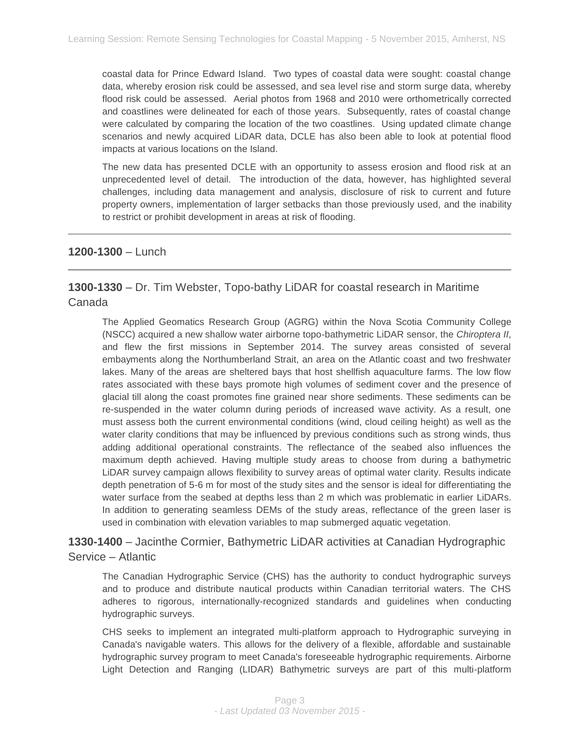coastal data for Prince Edward Island. Two types of coastal data were sought: coastal change data, whereby erosion risk could be assessed, and sea level rise and storm surge data, whereby flood risk could be assessed. Aerial photos from 1968 and 2010 were orthometrically corrected and coastlines were delineated for each of those years. Subsequently, rates of coastal change were calculated by comparing the location of the two coastlines. Using updated climate change scenarios and newly acquired LiDAR data, DCLE has also been able to look at potential flood impacts at various locations on the Island.

The new data has presented DCLE with an opportunity to assess erosion and flood risk at an unprecedented level of detail. The introduction of the data, however, has highlighted several challenges, including data management and analysis, disclosure of risk to current and future property owners, implementation of larger setbacks than those previously used, and the inability to restrict or prohibit development in areas at risk of flooding.

---

## **1200-1300** – Lunch

---

## **1300-1330** – Dr. Tim Webster, Topo-bathy LiDAR for coastal research in Maritime Canada

The Applied Geomatics Research Group (AGRG) within the Nova Scotia Community College (NSCC) acquired a new shallow water airborne topo-bathymetric LiDAR sensor, the *Chiroptera II*, and flew the first missions in September 2014. The survey areas consisted of several embayments along the Northumberland Strait, an area on the Atlantic coast and two freshwater lakes. Many of the areas are sheltered bays that host shellfish aquaculture farms. The low flow rates associated with these bays promote high volumes of sediment cover and the presence of glacial till along the coast promotes fine grained near shore sediments. These sediments can be re-suspended in the water column during periods of increased wave activity. As a result, one must assess both the current environmental conditions (wind, cloud ceiling height) as well as the water clarity conditions that may be influenced by previous conditions such as strong winds, thus adding additional operational constraints. The reflectance of the seabed also influences the maximum depth achieved. Having multiple study areas to choose from during a bathymetric LiDAR survey campaign allows flexibility to survey areas of optimal water clarity. Results indicate depth penetration of 5-6 m for most of the study sites and the sensor is ideal for differentiating the water surface from the seabed at depths less than 2 m which was problematic in earlier LiDARs. In addition to generating seamless DEMs of the study areas, reflectance of the green laser is used in combination with elevation variables to map submerged aquatic vegetation.

## **1330-1400** – Jacinthe Cormier, Bathymetric LiDAR activities at Canadian Hydrographic Service – Atlantic

The Canadian Hydrographic Service (CHS) has the authority to conduct hydrographic surveys and to produce and distribute nautical products within Canadian territorial waters. The CHS adheres to rigorous, internationally-recognized standards and guidelines when conducting hydrographic surveys.

CHS seeks to implement an integrated multi-platform approach to Hydrographic surveying in Canada's navigable waters. This allows for the delivery of a flexible, affordable and sustainable hydrographic survey program to meet Canada's foreseeable hydrographic requirements. Airborne Light Detection and Ranging (LIDAR) Bathymetric surveys are part of this multi-platform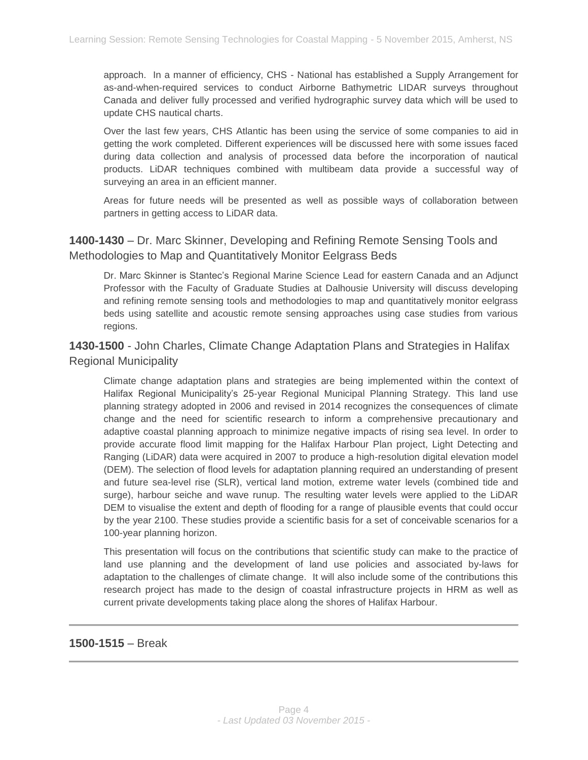approach. In a manner of efficiency, CHS - National has established a Supply Arrangement for as-and-when-required services to conduct Airborne Bathymetric LIDAR surveys throughout Canada and deliver fully processed and verified hydrographic survey data which will be used to update CHS nautical charts.

Over the last few years, CHS Atlantic has been using the service of some companies to aid in getting the work completed. Different experiences will be discussed here with some issues faced during data collection and analysis of processed data before the incorporation of nautical products. LiDAR techniques combined with multibeam data provide a successful way of surveying an area in an efficient manner.

Areas for future needs will be presented as well as possible ways of collaboration between partners in getting access to LiDAR data.

### **1400-1430** – Dr. Marc Skinner, Developing and Refining Remote Sensing Tools and Methodologies to Map and Quantitatively Monitor Eelgrass Beds

Dr. Marc Skinner is Stantec's Regional Marine Science Lead for eastern Canada and an Adjunct Professor with the Faculty of Graduate Studies at Dalhousie University will discuss developing and refining remote sensing tools and methodologies to map and quantitatively monitor eelgrass beds using satellite and acoustic remote sensing approaches using case studies from various regions.

### **1430-1500** - John Charles, Climate Change Adaptation Plans and Strategies in Halifax Regional Municipality

Climate change adaptation plans and strategies are being implemented within the context of Halifax Regional Municipality's 25-year Regional Municipal Planning Strategy. This land use planning strategy adopted in 2006 and revised in 2014 recognizes the consequences of climate change and the need for scientific research to inform a comprehensive precautionary and adaptive coastal planning approach to minimize negative impacts of rising sea level. In order to provide accurate flood limit mapping for the Halifax Harbour Plan project, Light Detecting and Ranging (LiDAR) data were acquired in 2007 to produce a high-resolution digital elevation model (DEM). The selection of flood levels for adaptation planning required an understanding of present and future sea-level rise (SLR), vertical land motion, extreme water levels (combined tide and surge), harbour seiche and wave runup. The resulting water levels were applied to the LiDAR DEM to visualise the extent and depth of flooding for a range of plausible events that could occur by the year 2100. These studies provide a scientific basis for a set of conceivable scenarios for a 100-year planning horizon.

This presentation will focus on the contributions that scientific study can make to the practice of land use planning and the development of land use policies and associated by-laws for adaptation to the challenges of climate change. It will also include some of the contributions this research project has made to the design of coastal infrastructure projects in HRM as well as current private developments taking place along the shores of Halifax Harbour.

---

### **1500-1515** – Break

---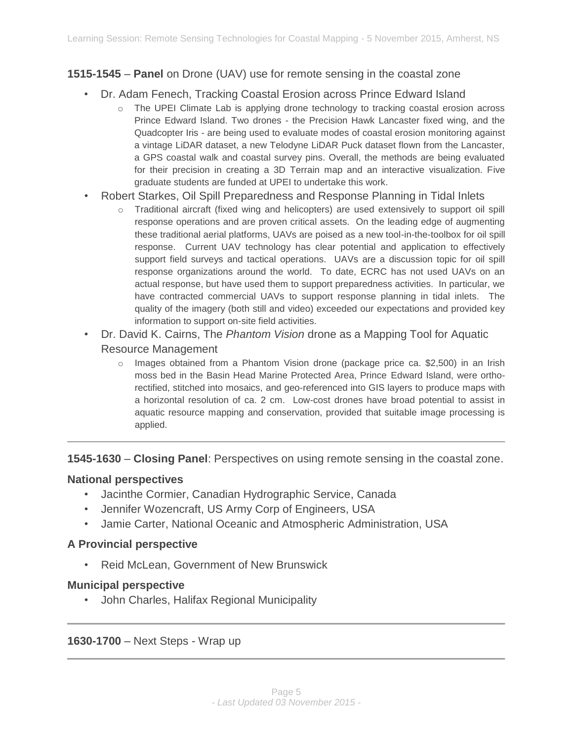**1515-1545** – **Panel** on Drone (UAV) use for remote sensing in the coastal zone

- Dr. Adam Fenech, Tracking Coastal Erosion across Prince Edward Island
  - The UPEI Climate Lab is applying drone technology to tracking coastal erosion across Prince Edward Island. Two drones - the Precision Hawk Lancaster fixed wing, and the Quadcopter Iris - are being used to evaluate modes of coastal erosion monitoring against a vintage LiDAR dataset, a new Telodyne LiDAR Puck dataset flown from the Lancaster, a GPS coastal walk and coastal survey pins. Overall, the methods are being evaluated for their precision in creating a 3D Terrain map and an interactive visualization. Five graduate students are funded at UPEI to undertake this work.
- Robert Starkes, Oil Spill Preparedness and Response Planning in Tidal Inlets
  - Traditional aircraft (fixed wing and helicopters) are used extensively to support oil spill response operations and are proven critical assets. On the leading edge of augmenting these traditional aerial platforms, UAVs are poised as a new tool-in-the-toolbox for oil spill response. Current UAV technology has clear potential and application to effectively support field surveys and tactical operations. UAVs are a discussion topic for oil spill response organizations around the world. To date, ECRC has not used UAVs on an actual response, but have used them to support preparedness activities. In particular, we have contracted commercial UAVs to support response planning in tidal inlets. The quality of the imagery (both still and video) exceeded our expectations and provided key information to support on-site field activities.
- Dr. David K. Cairns, The *Phantom Vision* drone as a Mapping Tool for Aquatic Resource Management
  - Images obtained from a Phantom Vision drone (package price ca. $2,500) in an Irish moss bed in the Basin Head Marine Protected Area, Prince Edward Island, were ortho-rectified, stitched into mosaics, and geo-referenced into GIS layers to produce maps with a horizontal resolution of ca. 2 cm. Low-cost drones have broad potential to assist in aquatic resource mapping and conservation, provided that suitable image processing is applied.

---

**1545-1630** – **Closing Panel**: Perspectives on using remote sensing in the coastal zone.

**National perspectives**

- Jacinthe Cormier, Canadian Hydrographic Service, Canada
- Jennifer Wozencraft, US Army Corp of Engineers, USA
- Jamie Carter, National Oceanic and Atmospheric Administration, USA

**A Provincial perspective**

- Reid McLean, Government of New Brunswick

**Municipal perspective**

- John Charles, Halifax Regional Municipality

---

**1630-1700** – Next Steps - Wrap up

---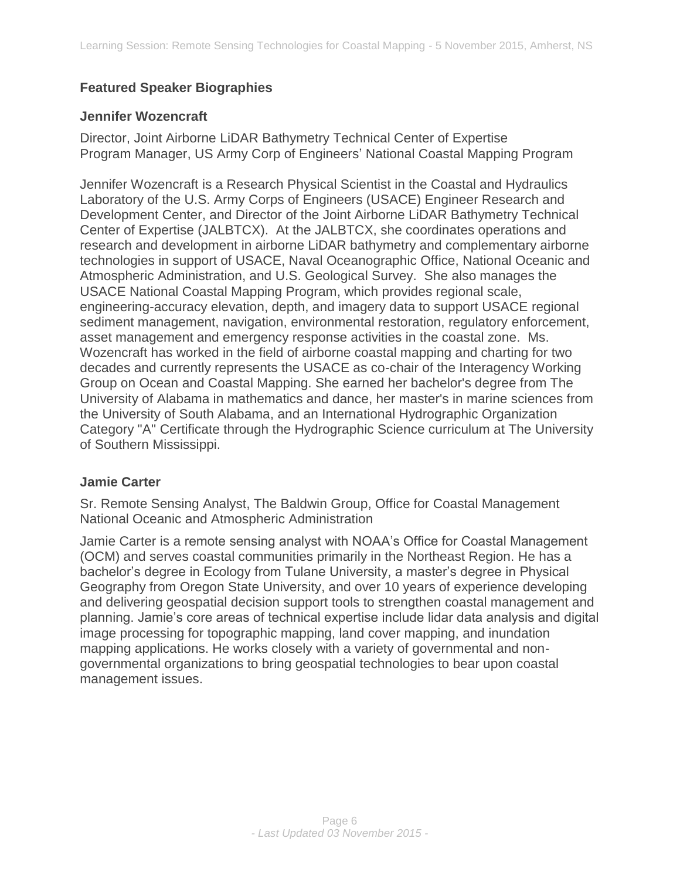## Featured Speaker Biographies

### Jennifer Wozencraft

Director, Joint Airborne LiDAR Bathymetry Technical Center of Expertise
Program Manager, US Army Corp of Engineers' National Coastal Mapping Program

Jennifer Wozencraft is a Research Physical Scientist in the Coastal and Hydraulics Laboratory of the U.S. Army Corps of Engineers (USACE) Engineer Research and Development Center, and Director of the Joint Airborne LiDAR Bathymetry Technical Center of Expertise (JALBTCX). At the JALBTCX, she coordinates operations and research and development in airborne LiDAR bathymetry and complementary airborne technologies in support of USACE, Naval Oceanographic Office, National Oceanic and Atmospheric Administration, and U.S. Geological Survey. She also manages the USACE National Coastal Mapping Program, which provides regional scale, engineering-accuracy elevation, depth, and imagery data to support USACE regional sediment management, navigation, environmental restoration, regulatory enforcement, asset management and emergency response activities in the coastal zone. Ms. Wozencraft has worked in the field of airborne coastal mapping and charting for two decades and currently represents the USACE as co-chair of the Interagency Working Group on Ocean and Coastal Mapping. She earned her bachelor's degree from The University of Alabama in mathematics and dance, her master's in marine sciences from the University of South Alabama, and an International Hydrographic Organization Category "A" Certificate through the Hydrographic Science curriculum at The University of Southern Mississippi.

### Jamie Carter

Sr. Remote Sensing Analyst, The Baldwin Group, Office for Coastal Management
National Oceanic and Atmospheric Administration

Jamie Carter is a remote sensing analyst with NOAA's Office for Coastal Management (OCM) and serves coastal communities primarily in the Northeast Region. He has a bachelor's degree in Ecology from Tulane University, a master's degree in Physical Geography from Oregon State University, and over 10 years of experience developing and delivering geospatial decision support tools to strengthen coastal management and planning. Jamie's core areas of technical expertise include lidar data analysis and digital image processing for topographic mapping, land cover mapping, and inundation mapping applications. He works closely with a variety of governmental and non-governmental organizations to bring geospatial technologies to bear upon coastal management issues.